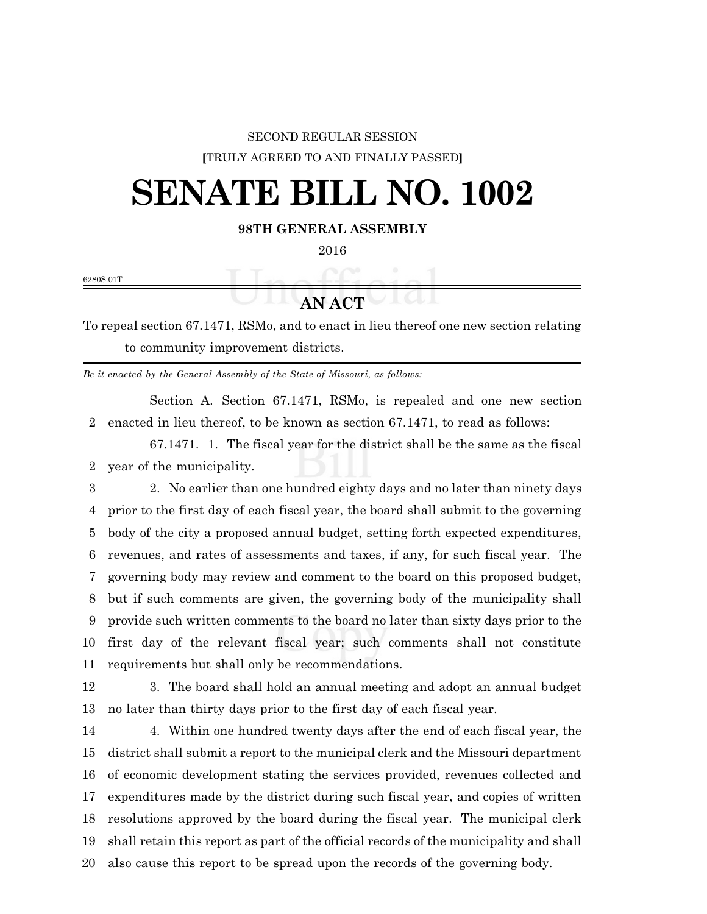SECOND REGULAR SESSION

[TRULY AGREED TO AND FINALLY PASSED]

# SENATE BILL NO. 1002

**98TH GENERAL ASSEMBLY**

2016

6280S.01T

## AN ACT

To repeal section 67.1471, RSMo, and to enact in lieu thereof one new section relating to community improvement districts.

*Be it enacted by the General Assembly of the State of Missouri, as follows:*

Section A. Section 67.1471, RSMo, is repealed and one new section enacted in lieu thereof, to be known as section 67.1471, to read as follows:

67.1471. 1. The fiscal year for the district shall be the same as the fiscal year of the municipality.

2. No earlier than one hundred eighty days and no later than ninety days prior to the first day of each fiscal year, the board shall submit to the governing body of the city a proposed annual budget, setting forth expected expenditures, revenues, and rates of assessments and taxes, if any, for such fiscal year. The governing body may review and comment to the board on this proposed budget, but if such comments are given, the governing body of the municipality shall provide such written comments to the board no later than sixty days prior to the first day of the relevant fiscal year; such comments shall not constitute requirements but shall only be recommendations.

3. The board shall hold an annual meeting and adopt an annual budget no later than thirty days prior to the first day of each fiscal year.

4. Within one hundred twenty days after the end of each fiscal year, the district shall submit a report to the municipal clerk and the Missouri department of economic development stating the services provided, revenues collected and expenditures made by the district during such fiscal year, and copies of written resolutions approved by the board during the fiscal year. The municipal clerk shall retain this report as part of the official records of the municipality and shall also cause this report to be spread upon the records of the governing body.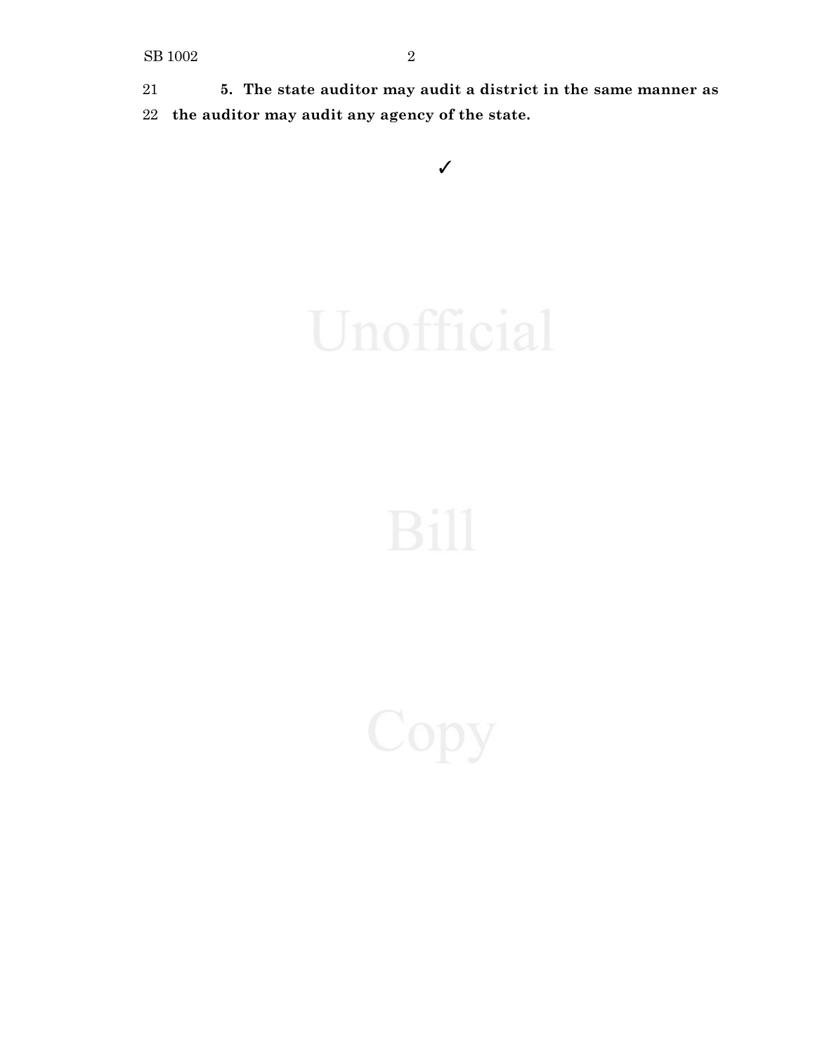**5. The state auditor may audit a district in the same manner as the auditor may audit any agency of the state.**

✓